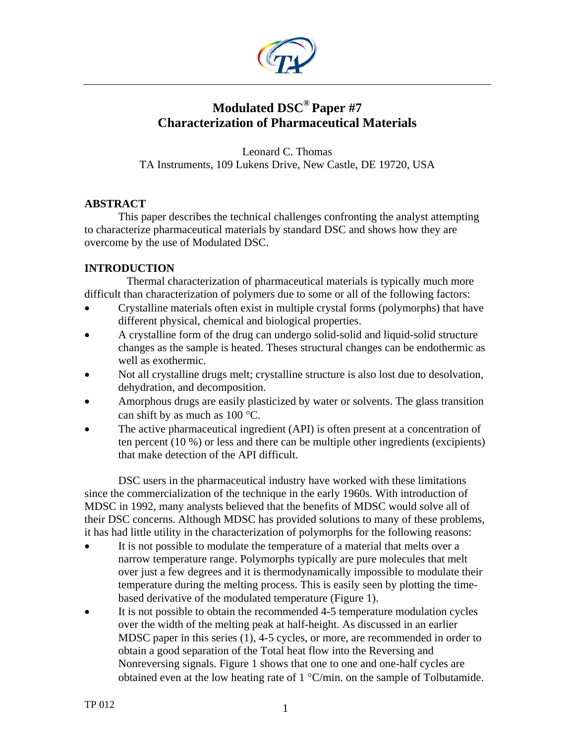# Modulated DSC® Paper #7
# Characterization of Pharmaceutical Materials

Leonard C. Thomas
TA Instruments, 109 Lukens Drive, New Castle, DE 19720, USA

## ABSTRACT

This paper describes the technical challenges confronting the analyst attempting to characterize pharmaceutical materials by standard DSC and shows how they are overcome by the use of Modulated DSC.

## INTRODUCTION

Thermal characterization of pharmaceutical materials is typically much more difficult than characterization of polymers due to some or all of the following factors:

- Crystalline materials often exist in multiple crystal forms (polymorphs) that have different physical, chemical and biological properties.
- A crystalline form of the drug can undergo solid-solid and liquid-solid structure changes as the sample is heated. Theses structural changes can be endothermic as well as exothermic.
- Not all crystalline drugs melt; crystalline structure is also lost due to desolvation, dehydration, and decomposition.
- Amorphous drugs are easily plasticized by water or solvents. The glass transition can shift by as much as 100 °C.
- The active pharmaceutical ingredient (API) is often present at a concentration of ten percent (10 %) or less and there can be multiple other ingredients (excipients) that make detection of the API difficult.

DSC users in the pharmaceutical industry have worked with these limitations since the commercialization of the technique in the early 1960s. With introduction of MDSC in 1992, many analysts believed that the benefits of MDSC would solve all of their DSC concerns. Although MDSC has provided solutions to many of these problems, it has had little utility in the characterization of polymorphs for the following reasons:

- It is not possible to modulate the temperature of a material that melts over a narrow temperature range. Polymorphs typically are pure molecules that melt over just a few degrees and it is thermodynamically impossible to modulate their temperature during the melting process. This is easily seen by plotting the time-based derivative of the modulated temperature (Figure 1).
- It is not possible to obtain the recommended 4-5 temperature modulation cycles over the width of the melting peak at half-height. As discussed in an earlier MDSC paper in this series (1), 4-5 cycles, or more, are recommended in order to obtain a good separation of the Total heat flow into the Reversing and Nonreversing signals. Figure 1 shows that one to one and one-half cycles are obtained even at the low heating rate of 1 °C/min. on the sample of Tolbutamide.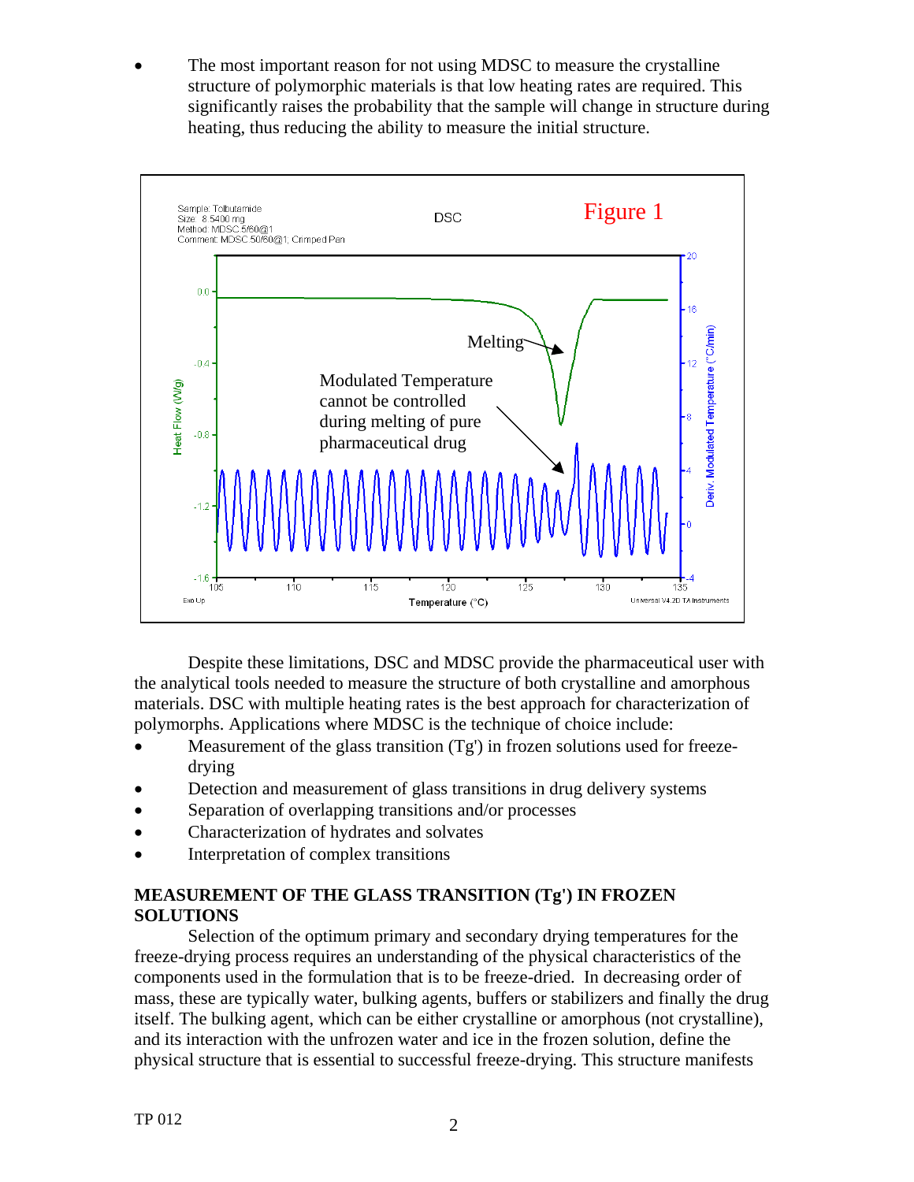- The most important reason for not using MDSC to measure the crystalline structure of polymorphic materials is that low heating rates are required. This significantly raises the probability that the sample will change in structure during heating, thus reducing the ability to measure the initial structure.

Figure 1

Despite these limitations, DSC and MDSC provide the pharmaceutical user with the analytical tools needed to measure the structure of both crystalline and amorphous materials. DSC with multiple heating rates is the best approach for characterization of polymorphs. Applications where MDSC is the technique of choice include:

- Measurement of the glass transition (Tg') in frozen solutions used for freeze-drying
- Detection and measurement of glass transitions in drug delivery systems
- Separation of overlapping transitions and/or processes
- Characterization of hydrates and solvates
- Interpretation of complex transitions

## MEASUREMENT OF THE GLASS TRANSITION (Tg') IN FROZEN SOLUTIONS

Selection of the optimum primary and secondary drying temperatures for the freeze-drying process requires an understanding of the physical characteristics of the components used in the formulation that is to be freeze-dried. In decreasing order of mass, these are typically water, bulking agents, buffers or stabilizers and finally the drug itself. The bulking agent, which can be either crystalline or amorphous (not crystalline), and its interaction with the unfrozen water and ice in the frozen solution, define the physical structure that is essential to successful freeze-drying. This structure manifests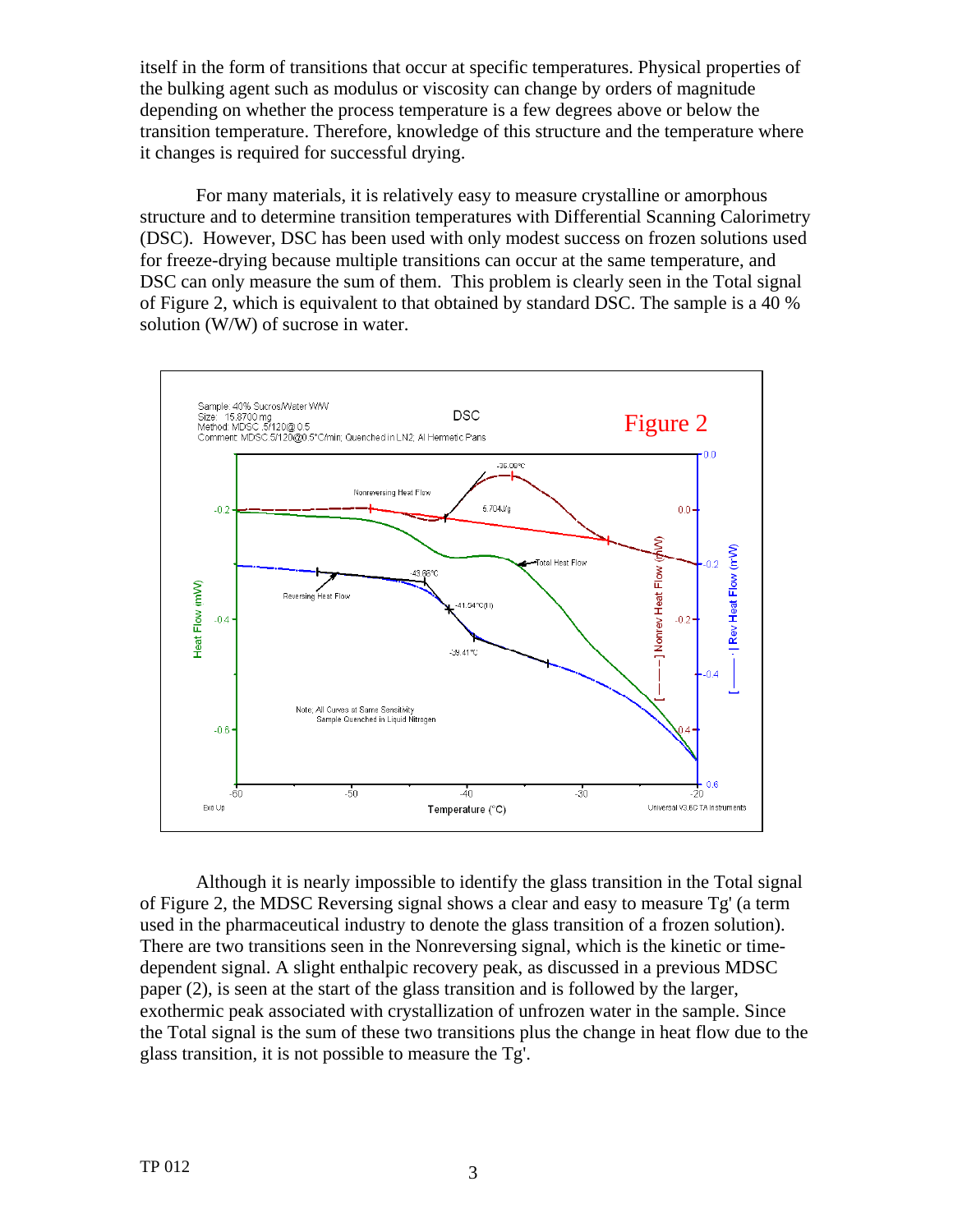itself in the form of transitions that occur at specific temperatures. Physical properties of the bulking agent such as modulus or viscosity can change by orders of magnitude depending on whether the process temperature is a few degrees above or below the transition temperature. Therefore, knowledge of this structure and the temperature where it changes is required for successful drying.

For many materials, it is relatively easy to measure crystalline or amorphous structure and to determine transition temperatures with Differential Scanning Calorimetry (DSC). However, DSC has been used with only modest success on frozen solutions used for freeze-drying because multiple transitions can occur at the same temperature, and DSC can only measure the sum of them. This problem is clearly seen in the Total signal of Figure 2, which is equivalent to that obtained by standard DSC. The sample is a 40 % solution (W/W) of sucrose in water.

Although it is nearly impossible to identify the glass transition in the Total signal of Figure 2, the MDSC Reversing signal shows a clear and easy to measure Tg' (a term used in the pharmaceutical industry to denote the glass transition of a frozen solution). There are two transitions seen in the Nonreversing signal, which is the kinetic or time-dependent signal. A slight enthalpic recovery peak, as discussed in a previous MDSC paper (2), is seen at the start of the glass transition and is followed by the larger, exothermic peak associated with crystallization of unfrozen water in the sample. Since the Total signal is the sum of these two transitions plus the change in heat flow due to the glass transition, it is not possible to measure the Tg'.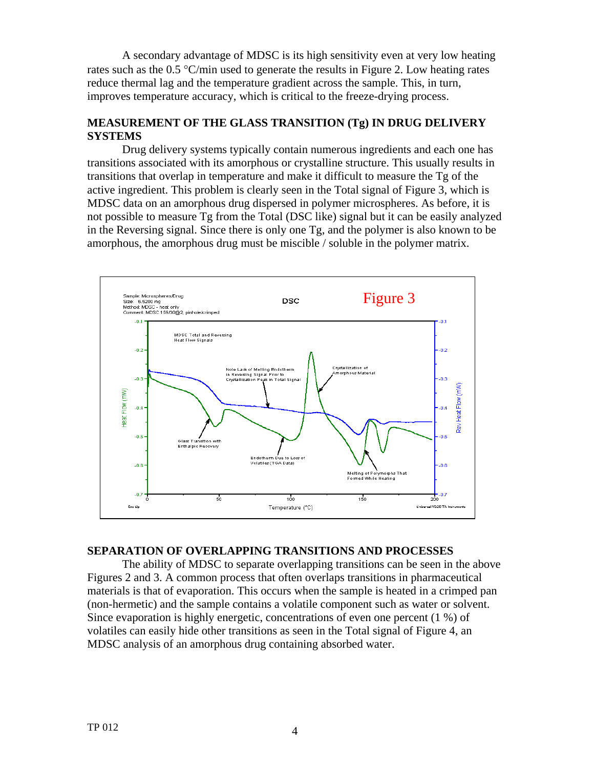A secondary advantage of MDSC is its high sensitivity even at very low heating rates such as the 0.5 °C/min used to generate the results in Figure 2. Low heating rates reduce thermal lag and the temperature gradient across the sample. This, in turn, improves temperature accuracy, which is critical to the freeze-drying process.

## MEASUREMENT OF THE GLASS TRANSITION (Tg) IN DRUG DELIVERY SYSTEMS

Drug delivery systems typically contain numerous ingredients and each one has transitions associated with its amorphous or crystalline structure. This usually results in transitions that overlap in temperature and make it difficult to measure the Tg of the active ingredient. This problem is clearly seen in the Total signal of Figure 3, which is MDSC data on an amorphous drug dispersed in polymer microspheres. As before, it is not possible to measure Tg from the Total (DSC like) signal but it can be easily analyzed in the Reversing signal. Since there is only one Tg, and the polymer is also known to be amorphous, the amorphous drug must be miscible / soluble in the polymer matrix.

Figure 3

## SEPARATION OF OVERLAPPING TRANSITIONS AND PROCESSES

The ability of MDSC to separate overlapping transitions can be seen in the above Figures 2 and 3. A common process that often overlaps transitions in pharmaceutical materials is that of evaporation. This occurs when the sample is heated in a crimped pan (non-hermetic) and the sample contains a volatile component such as water or solvent. Since evaporation is highly energetic, concentrations of even one percent (1 %) of volatiles can easily hide other transitions as seen in the Total signal of Figure 4, an MDSC analysis of an amorphous drug containing absorbed water.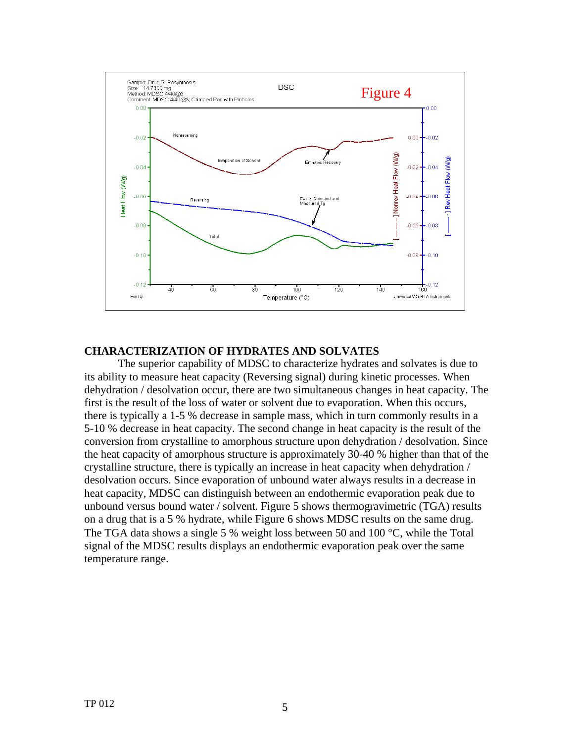Figure 4

## CHARACTERIZATION OF HYDRATES AND SOLVATES

The superior capability of MDSC to characterize hydrates and solvates is due to its ability to measure heat capacity (Reversing signal) during kinetic processes. When dehydration / desolvation occur, there are two simultaneous changes in heat capacity. The first is the result of the loss of water or solvent due to evaporation. When this occurs, there is typically a 1-5 % decrease in sample mass, which in turn commonly results in a 5-10 % decrease in heat capacity. The second change in heat capacity is the result of the conversion from crystalline to amorphous structure upon dehydration / desolvation. Since the heat capacity of amorphous structure is approximately 30-40 % higher than that of the crystalline structure, there is typically an increase in heat capacity when dehydration / desolvation occurs. Since evaporation of unbound water always results in a decrease in heat capacity, MDSC can distinguish between an endothermic evaporation peak due to unbound versus bound water / solvent. Figure 5 shows thermogravimetric (TGA) results on a drug that is a 5 % hydrate, while Figure 6 shows MDSC results on the same drug. The TGA data shows a single 5 % weight loss between 50 and 100 °C, while the Total signal of the MDSC results displays an endothermic evaporation peak over the same temperature range.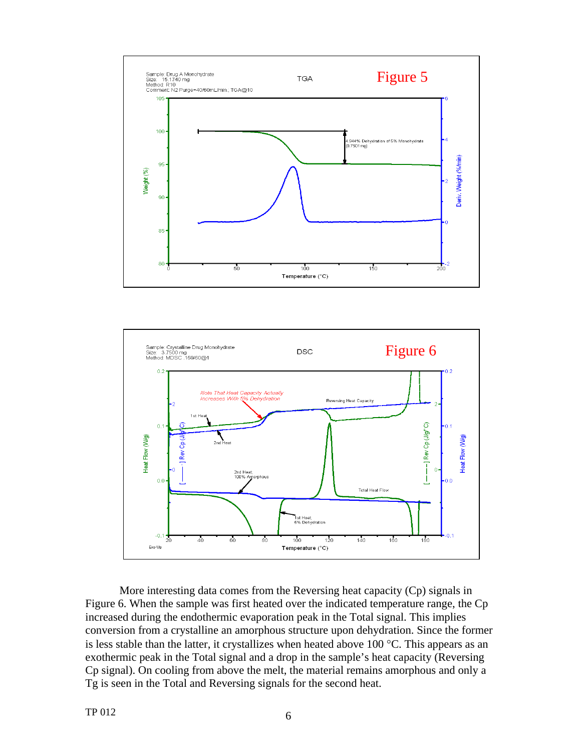Figure 5

Figure 6

More interesting data comes from the Reversing heat capacity (Cp) signals in Figure 6. When the sample was first heated over the indicated temperature range, the Cp increased during the endothermic evaporation peak in the Total signal. This implies conversion from a crystalline an amorphous structure upon dehydration. Since the former is less stable than the latter, it crystallizes when heated above 100 °C. This appears as an exothermic peak in the Total signal and a drop in the sample's heat capacity (Reversing Cp signal). On cooling from above the melt, the material remains amorphous and only a Tg is seen in the Total and Reversing signals for the second heat.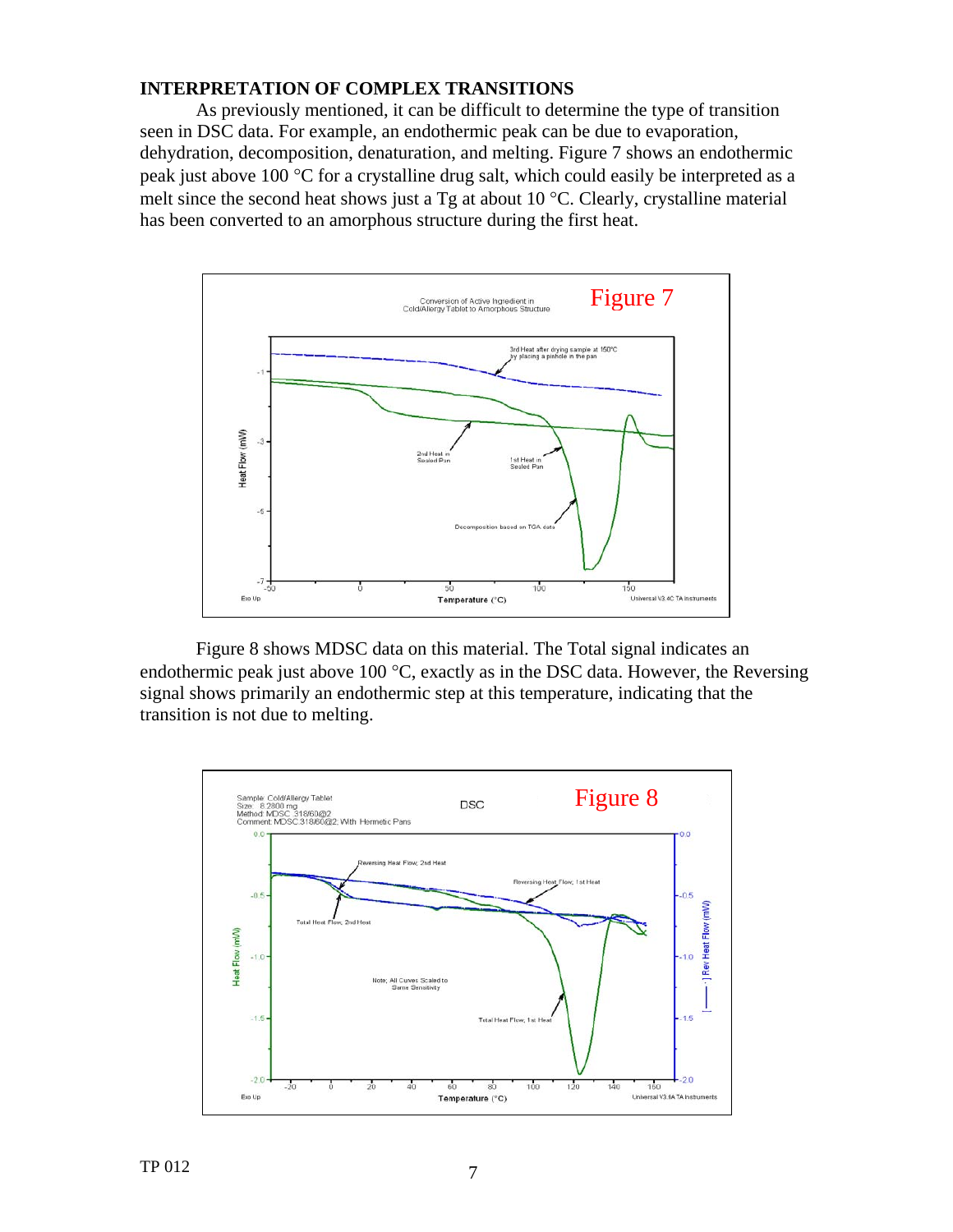## INTERPRETATION OF COMPLEX TRANSITIONS

As previously mentioned, it can be difficult to determine the type of transition seen in DSC data. For example, an endothermic peak can be due to evaporation, dehydration, decomposition, denaturation, and melting. Figure 7 shows an endothermic peak just above 100 °C for a crystalline drug salt, which could easily be interpreted as a melt since the second heat shows just a Tg at about 10 °C. Clearly, crystalline material has been converted to an amorphous structure during the first heat.

Figure 7

Figure 8 shows MDSC data on this material. The Total signal indicates an endothermic peak just above 100 °C, exactly as in the DSC data. However, the Reversing signal shows primarily an endothermic step at this temperature, indicating that the transition is not due to melting.

Figure 8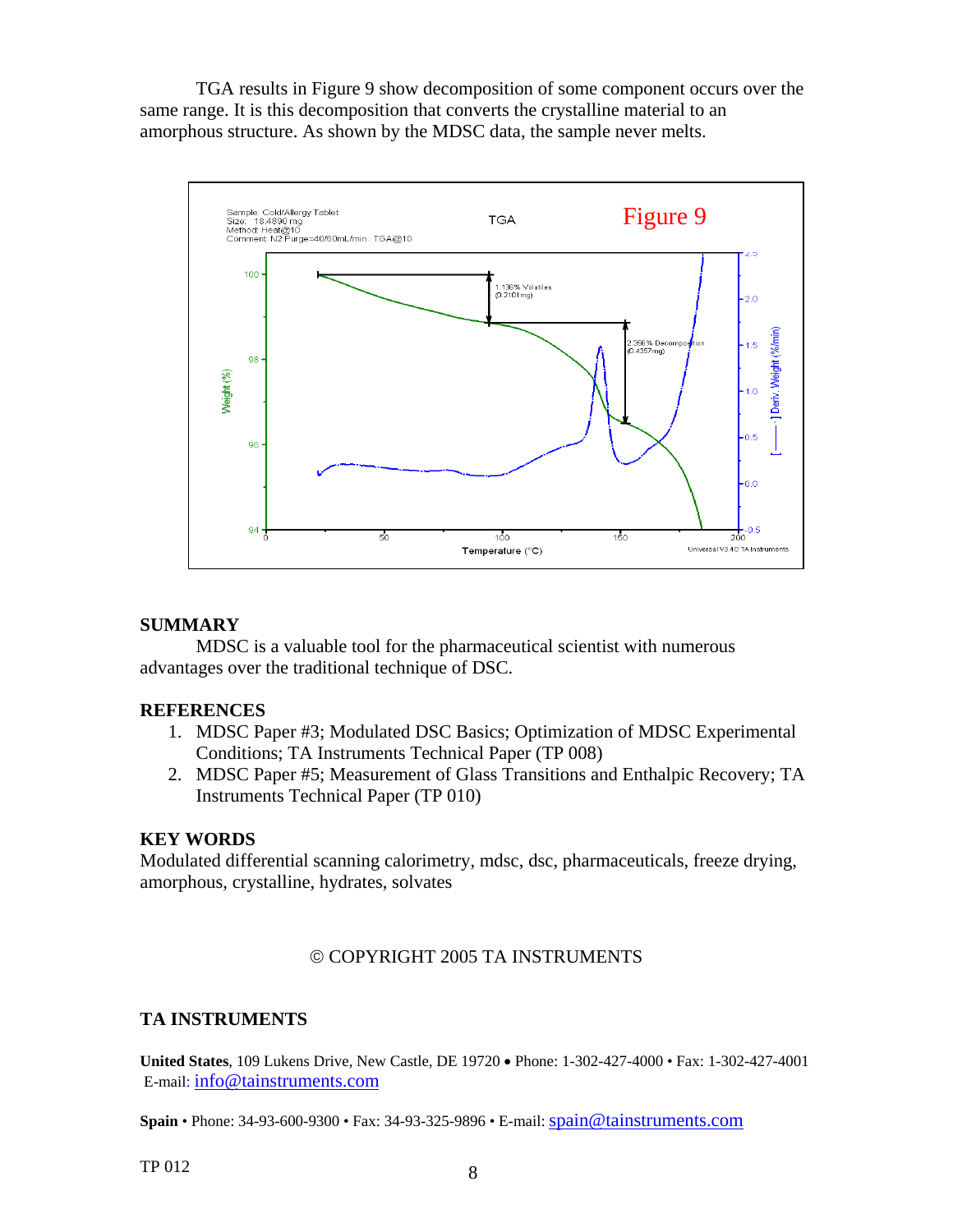TGA results in Figure 9 show decomposition of some component occurs over the same range. It is this decomposition that converts the crystalline material to an amorphous structure. As shown by the MDSC data, the sample never melts.

Figure 9

## SUMMARY

MDSC is a valuable tool for the pharmaceutical scientist with numerous advantages over the traditional technique of DSC.

## REFERENCES

1. MDSC Paper #3; Modulated DSC Basics; Optimization of MDSC Experimental Conditions; TA Instruments Technical Paper (TP 008)
2. MDSC Paper #5; Measurement of Glass Transitions and Enthalpic Recovery; TA Instruments Technical Paper (TP 010)

## KEY WORDS

Modulated differential scanning calorimetry, mdsc, dsc, pharmaceuticals, freeze drying, amorphous, crystalline, hydrates, solvates

© COPYRIGHT 2005 TA INSTRUMENTS

## TA INSTRUMENTS

**United States**, 109 Lukens Drive, New Castle, DE 19720 • Phone: 1-302-427-4000 • Fax: 1-302-427-4001
E-mail: info@tainstruments.com

**Spain** • Phone: 34-93-600-9300 • Fax: 34-93-325-9896 • E-mail: spain@tainstruments.com

TP 012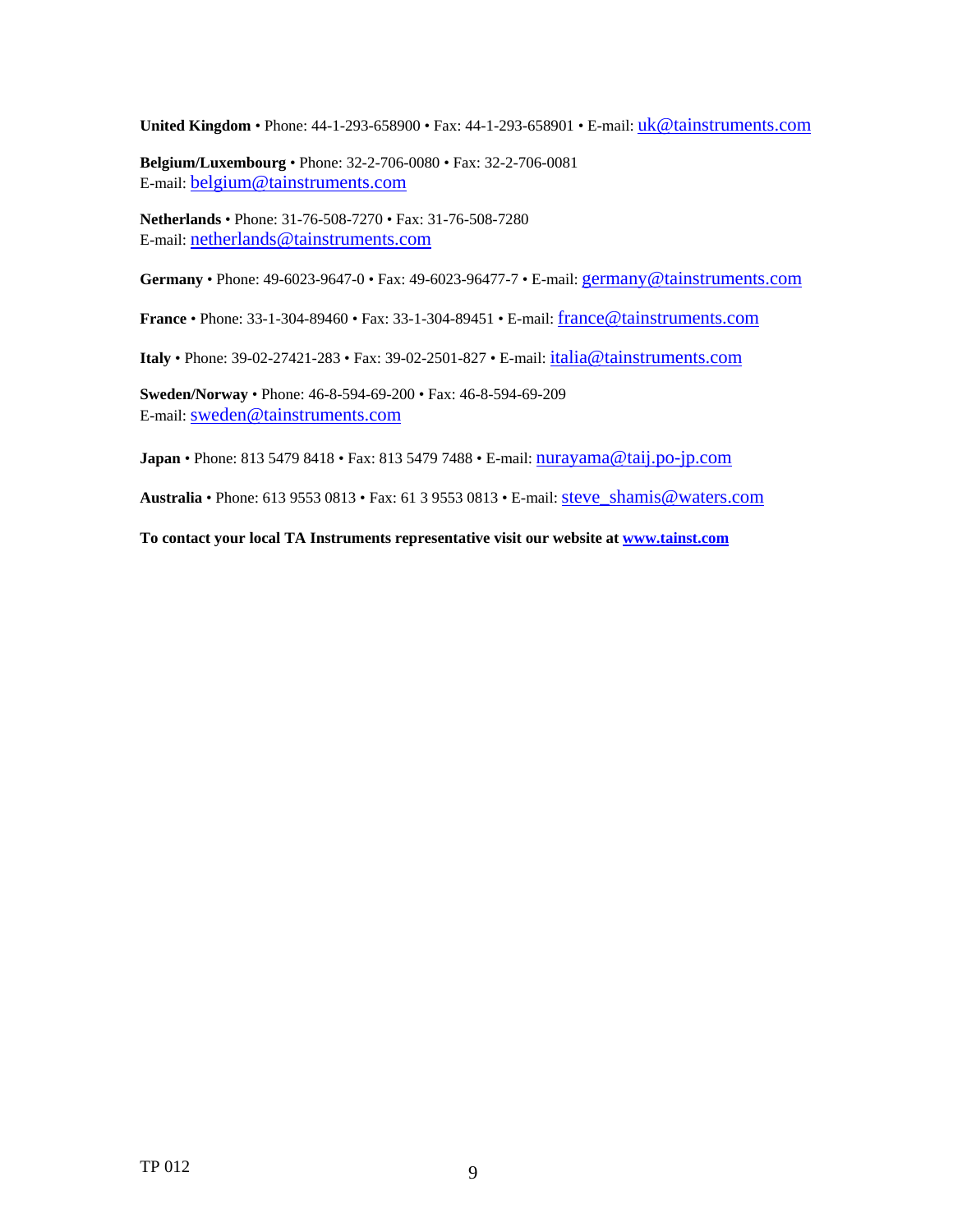**United Kingdom** • Phone: 44-1-293-658900 • Fax: 44-1-293-658901 • E-mail: uk@tainstruments.com

**Belgium/Luxembourg** • Phone: 32-2-706-0080 • Fax: 32-2-706-0081
E-mail: belgium@tainstruments.com

**Netherlands** • Phone: 31-76-508-7270 • Fax: 31-76-508-7280
E-mail: netherlands@tainstruments.com

**Germany** • Phone: 49-6023-9647-0 • Fax: 49-6023-96477-7 • E-mail: germany@tainstruments.com

**France** • Phone: 33-1-304-89460 • Fax: 33-1-304-89451 • E-mail: france@tainstruments.com

**Italy** • Phone: 39-02-27421-283 • Fax: 39-02-2501-827 • E-mail: italia@tainstruments.com

**Sweden/Norway** • Phone: 46-8-594-69-200 • Fax: 46-8-594-69-209
E-mail: sweden@tainstruments.com

**Japan** • Phone: 813 5479 8418 • Fax: 813 5479 7488 • E-mail: nurayama@taij.po-jp.com

**Australia** • Phone: 613 9553 0813 • Fax: 61 3 9553 0813 • E-mail: steve_shamis@waters.com

**To contact your local TA Instruments representative visit our website at www.tainst.com**

TP 012